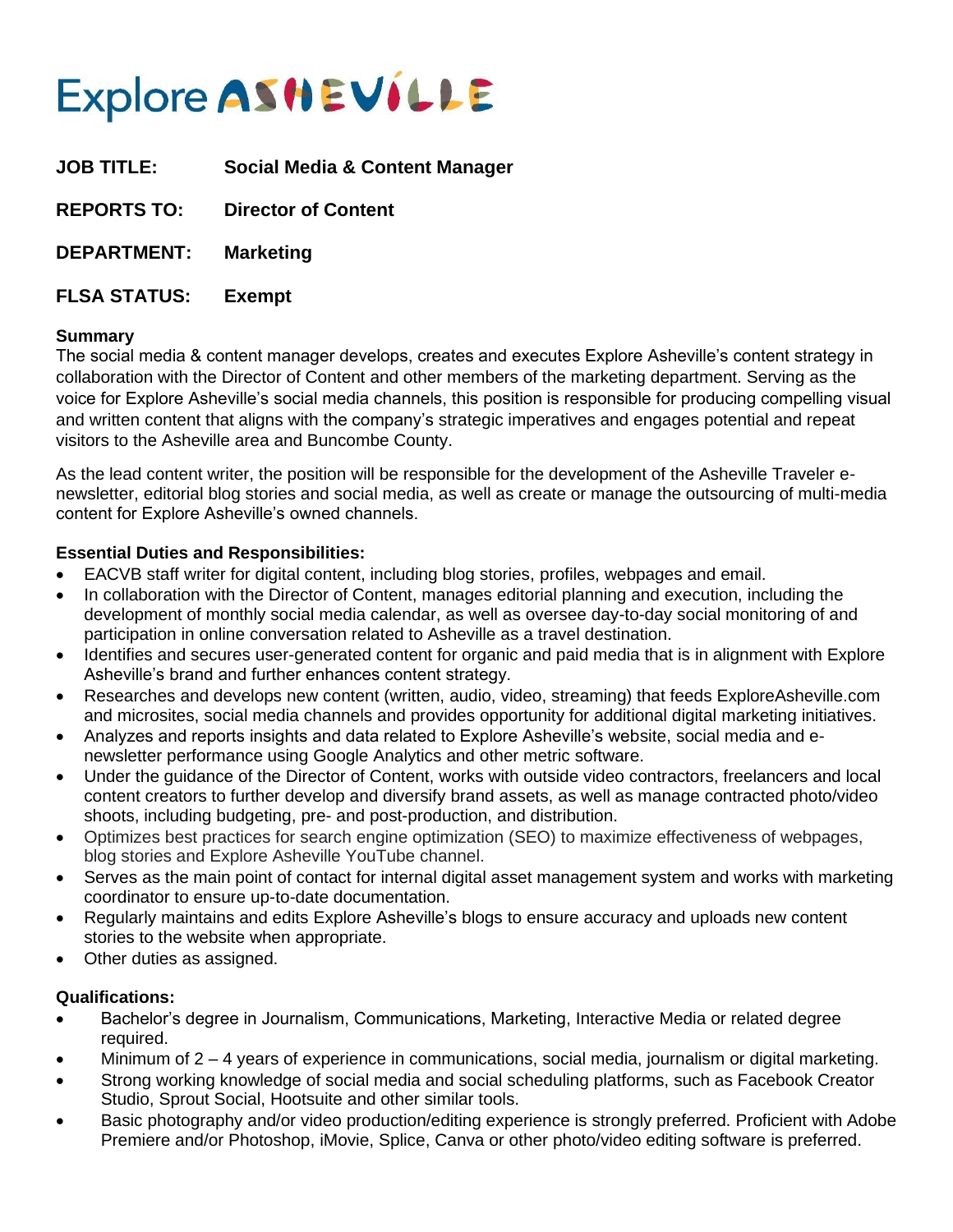# Explore ASHEVILLE

**JOB TITLE:** Social Media & Content Manager

**REPORTS TO:** Director of Content

**DEPARTMENT:** Marketing

**FLSA STATUS:** Exempt

**Summary**

The social media & content manager develops, creates and executes Explore Asheville's content strategy in collaboration with the Director of Content and other members of the marketing department. Serving as the voice for Explore Asheville's social media channels, this position is responsible for producing compelling visual and written content that aligns with the company's strategic imperatives and engages potential and repeat visitors to the Asheville area and Buncombe County.

As the lead content writer, the position will be responsible for the development of the Asheville Traveler e-newsletter, editorial blog stories and social media, as well as create or manage the outsourcing of multi-media content for Explore Asheville's owned channels.

**Essential Duties and Responsibilities:**

- EACVB staff writer for digital content, including blog stories, profiles, webpages and email.
- In collaboration with the Director of Content, manages editorial planning and execution, including the development of monthly social media calendar, as well as oversee day-to-day social monitoring of and participation in online conversation related to Asheville as a travel destination.
- Identifies and secures user-generated content for organic and paid media that is in alignment with Explore Asheville's brand and further enhances content strategy.
- Researches and develops new content (written, audio, video, streaming) that feeds ExploreAsheville.com and microsites, social media channels and provides opportunity for additional digital marketing initiatives.
- Analyzes and reports insights and data related to Explore Asheville's website, social media and e-newsletter performance using Google Analytics and other metric software.
- Under the guidance of the Director of Content, works with outside video contractors, freelancers and local content creators to further develop and diversify brand assets, as well as manage contracted photo/video shoots, including budgeting, pre- and post-production, and distribution.
- Optimizes best practices for search engine optimization (SEO) to maximize effectiveness of webpages, blog stories and Explore Asheville YouTube channel.
- Serves as the main point of contact for internal digital asset management system and works with marketing coordinator to ensure up-to-date documentation.
- Regularly maintains and edits Explore Asheville's blogs to ensure accuracy and uploads new content stories to the website when appropriate.
- Other duties as assigned.

**Qualifications:**

- Bachelor's degree in Journalism, Communications, Marketing, Interactive Media or related degree required.
- Minimum of 2 – 4 years of experience in communications, social media, journalism or digital marketing.
- Strong working knowledge of social media and social scheduling platforms, such as Facebook Creator Studio, Sprout Social, Hootsuite and other similar tools.
- Basic photography and/or video production/editing experience is strongly preferred. Proficient with Adobe Premiere and/or Photoshop, iMovie, Splice, Canva or other photo/video editing software is preferred.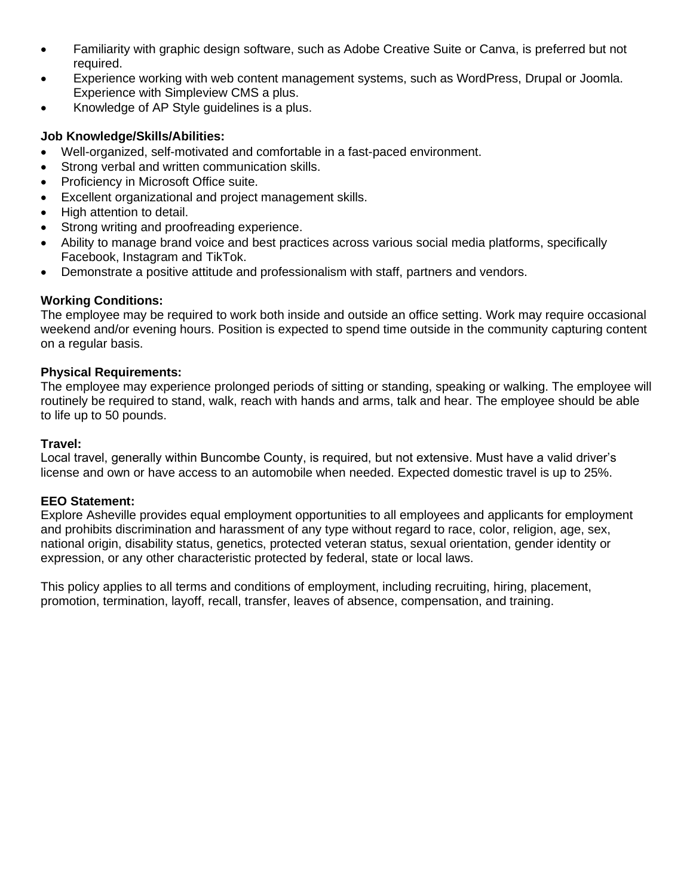- Familiarity with graphic design software, such as Adobe Creative Suite or Canva, is preferred but not required.
- Experience working with web content management systems, such as WordPress, Drupal or Joomla. Experience with Simpleview CMS a plus.
- Knowledge of AP Style guidelines is a plus.

**Job Knowledge/Skills/Abilities:**

- Well-organized, self-motivated and comfortable in a fast-paced environment.
- Strong verbal and written communication skills.
- Proficiency in Microsoft Office suite.
- Excellent organizational and project management skills.
- High attention to detail.
- Strong writing and proofreading experience.
- Ability to manage brand voice and best practices across various social media platforms, specifically Facebook, Instagram and TikTok.
- Demonstrate a positive attitude and professionalism with staff, partners and vendors.

**Working Conditions:**

The employee may be required to work both inside and outside an office setting. Work may require occasional weekend and/or evening hours. Position is expected to spend time outside in the community capturing content on a regular basis.

**Physical Requirements:**

The employee may experience prolonged periods of sitting or standing, speaking or walking. The employee will routinely be required to stand, walk, reach with hands and arms, talk and hear. The employee should be able to life up to 50 pounds.

**Travel:**

Local travel, generally within Buncombe County, is required, but not extensive. Must have a valid driver's license and own or have access to an automobile when needed. Expected domestic travel is up to 25%.

**EEO Statement:**

Explore Asheville provides equal employment opportunities to all employees and applicants for employment and prohibits discrimination and harassment of any type without regard to race, color, religion, age, sex, national origin, disability status, genetics, protected veteran status, sexual orientation, gender identity or expression, or any other characteristic protected by federal, state or local laws.

This policy applies to all terms and conditions of employment, including recruiting, hiring, placement, promotion, termination, layoff, recall, transfer, leaves of absence, compensation, and training.